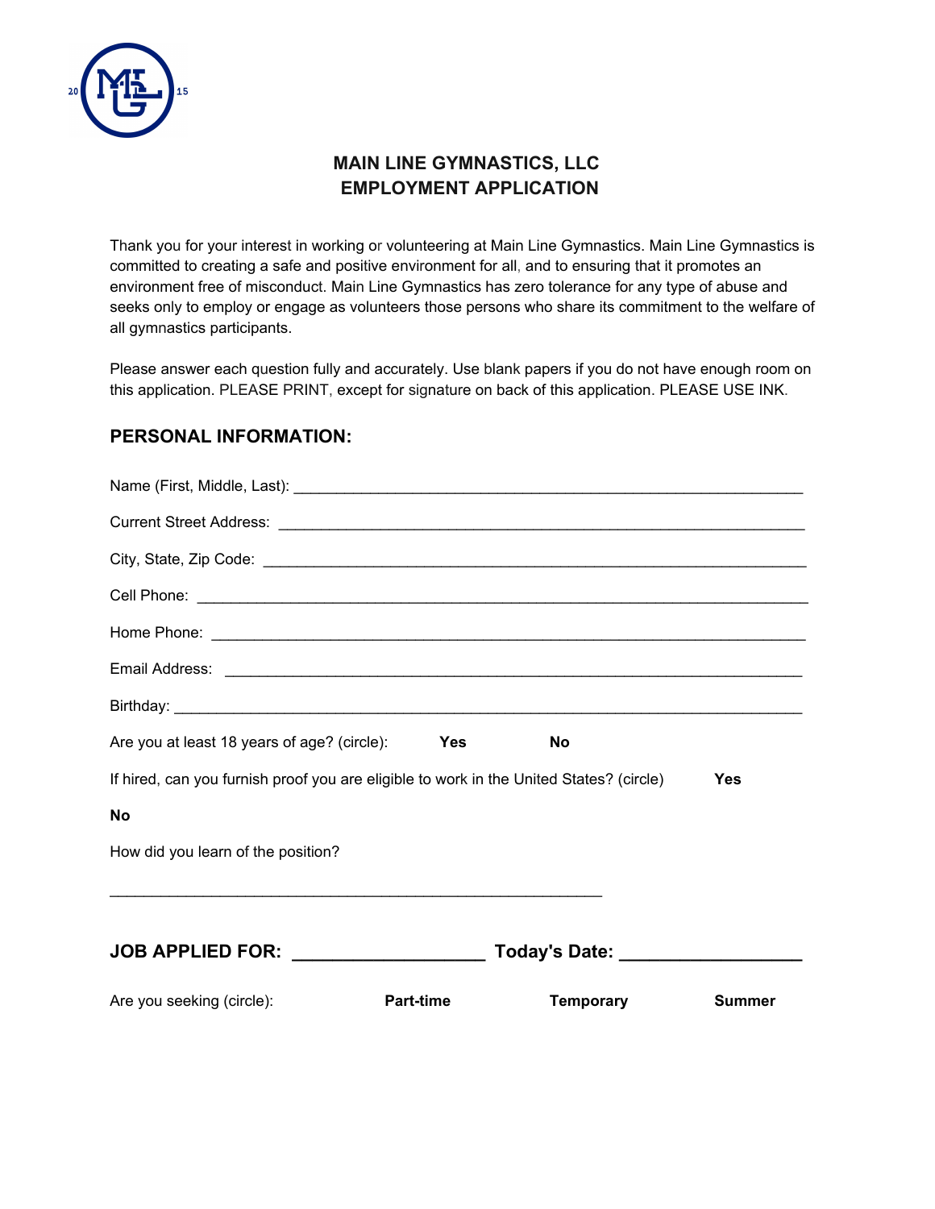# MAIN LINE GYMNASTICS, LLC
# EMPLOYMENT APPLICATION

Thank you for your interest in working or volunteering at Main Line Gymnastics. Main Line Gymnastics is committed to creating a safe and positive environment for all, and to ensuring that it promotes an environment free of misconduct. Main Line Gymnastics has zero tolerance for any type of abuse and seeks only to employ or engage as volunteers those persons who share its commitment to the welfare of all gymnastics participants.

Please answer each question fully and accurately. Use blank papers if you do not have enough room on this application. PLEASE PRINT, except for signature on back of this application. PLEASE USE INK.

## PERSONAL INFORMATION:

Name (First, Middle, Last): ____________________________________________________________

Current Street Address: ____________________________________________________________

City, State, Zip Code: ____________________________________________________________

Cell Phone: ____________________________________________________________

Home Phone: ____________________________________________________________

Email Address: ____________________________________________________________

Birthday: ____________________________________________________________

Are you at least 18 years of age? (circle): **Yes** **No**

If hired, can you furnish proof you are eligible to work in the United States? (circle) **Yes** **No**

How did you learn of the position?

____________________________________________________________

**JOB APPLIED FOR: ___________________ Today's Date: ___________________**

Are you seeking (circle): **Part-time** **Temporary** **Summer**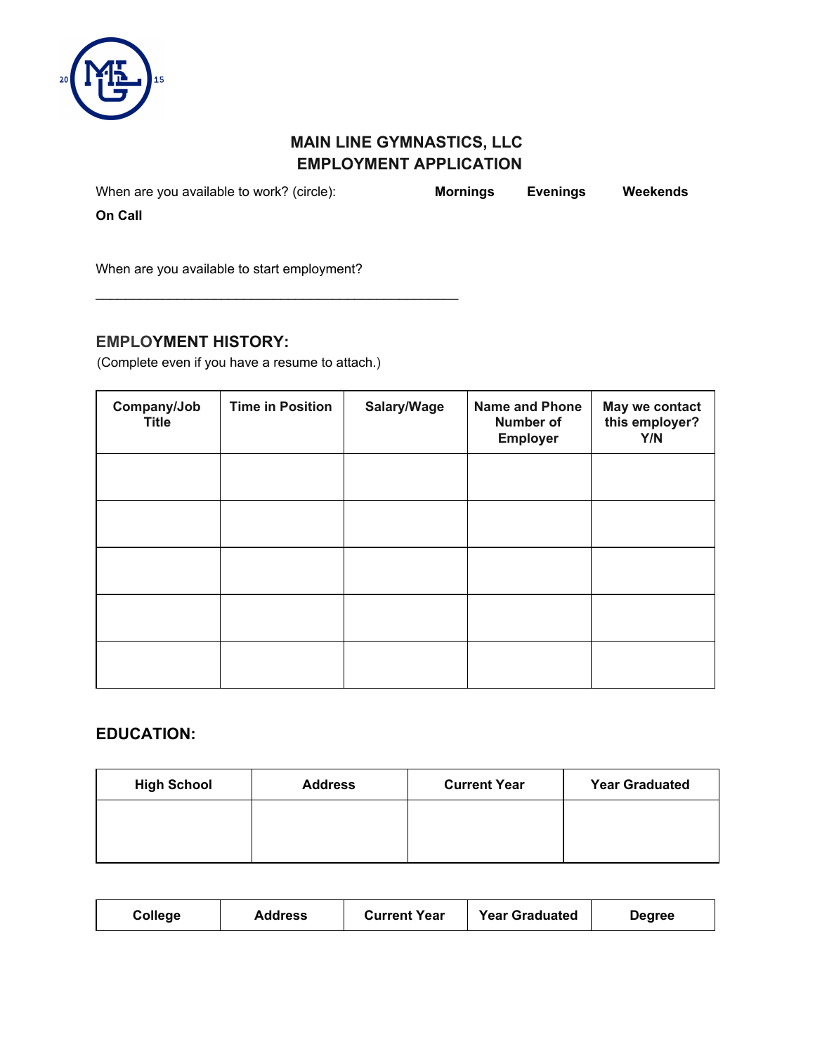# MAIN LINE GYMNASTICS, LLC
# EMPLOYMENT APPLICATION

When are you available to work? (circle): **Mornings** **Evenings** **Weekends** **On Call**

When are you available to start employment?

_______________________________________________

## EMPLOYMENT HISTORY:

(Complete even if you have a resume to attach.)

| Company/Job Title | Time in Position | Salary/Wage | Name and Phone Number of Employer | May we contact this employer? Y/N |
|---|---|---|---|---|
| | | | | |
| | | | | |
| | | | | |
| | | | | |
| | | | | |

## EDUCATION:

| High School | Address | Current Year | Year Graduated |
|---|---|---|---|
| | | | |

| College | Address | Current Year | Year Graduated | Degree |
|---|---|---|---|---|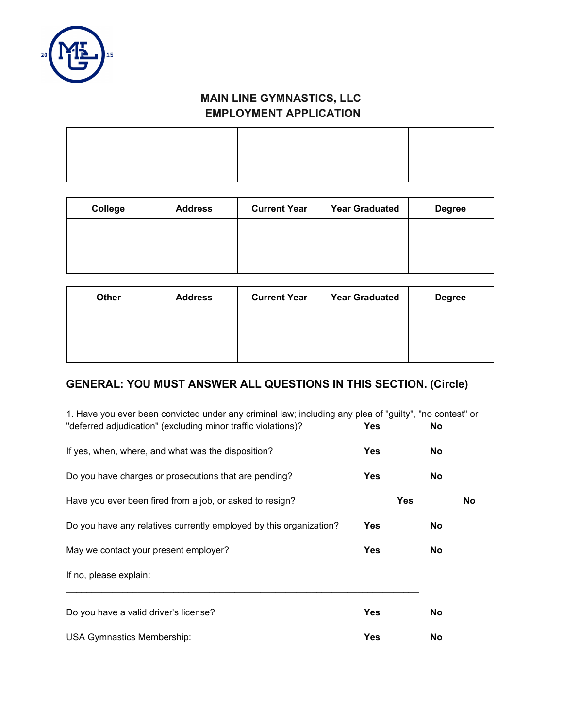# MAIN LINE GYMNASTICS, LLC
# EMPLOYMENT APPLICATION

| | | | | |
|---|---|---|---|---|
| | | | | |

| College | Address | Current Year | Year Graduated | Degree |
|---|---|---|---|---|
| | | | | |

| Other | Address | Current Year | Year Graduated | Degree |
|---|---|---|---|---|
| | | | | |

## GENERAL: YOU MUST ANSWER ALL QUESTIONS IN THIS SECTION. (Circle)

1. Have you ever been convicted under any criminal law; including any plea of "guilty", "no contest" or "deferred adjudication" (excluding minor traffic violations)? **Yes** **No**

If yes, when, where, and what was the disposition? **Yes** **No**

Do you have charges or prosecutions that are pending? **Yes** **No**

Have you ever been fired from a job, or asked to resign? **Yes** **No**

Do you have any relatives currently employed by this organization? **Yes** **No**

May we contact your present employer? **Yes** **No**

If no, please explain:

\_\_\_\_\_\_\_\_\_\_\_\_\_\_\_\_\_\_\_\_\_\_\_\_\_\_\_\_\_\_\_\_\_\_\_\_\_\_\_\_\_\_\_\_\_\_\_\_\_\_\_\_\_\_\_\_\_\_\_\_\_\_\_\_\_\_\_\_

Do you have a valid driver's license? **Yes** **No**

USA Gymnastics Membership: **Yes** **No**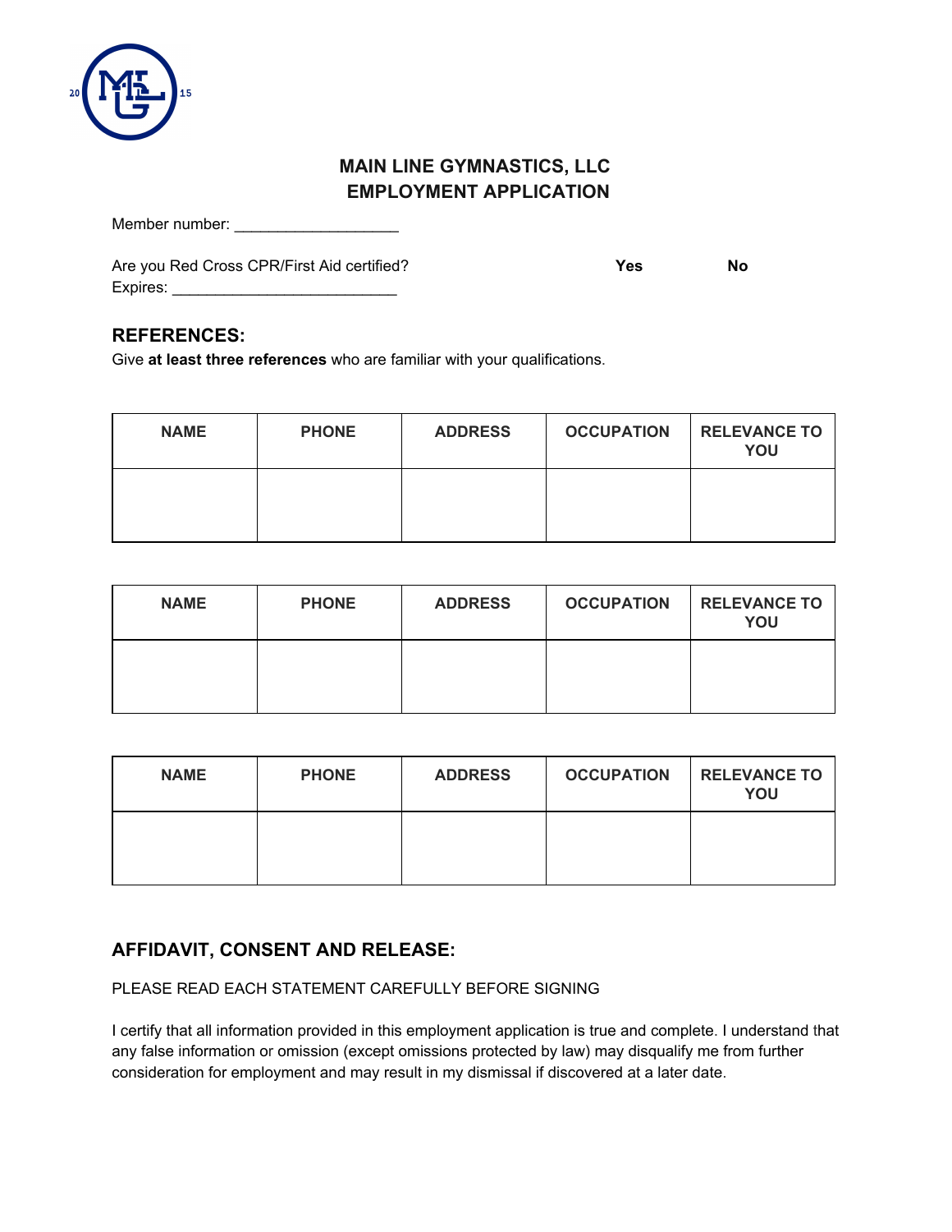## MAIN LINE GYMNASTICS, LLC
## EMPLOYMENT APPLICATION

Member number: ___________________

Are you Red Cross CPR/First Aid certified? **Yes** **No**
Expires: __________________________

### REFERENCES:

Give **at least three references** who are familiar with your qualifications.

| NAME | PHONE | ADDRESS | OCCUPATION | RELEVANCE TO YOU |
|---|---|---|---|---|
| | | | | |

| NAME | PHONE | ADDRESS | OCCUPATION | RELEVANCE TO YOU |
|---|---|---|---|---|
| | | | | |

| NAME | PHONE | ADDRESS | OCCUPATION | RELEVANCE TO YOU |
|---|---|---|---|---|
| | | | | |

### AFFIDAVIT, CONSENT AND RELEASE:

PLEASE READ EACH STATEMENT CAREFULLY BEFORE SIGNING

I certify that all information provided in this employment application is true and complete. I understand that any false information or omission (except omissions protected by law) may disqualify me from further consideration for employment and may result in my dismissal if discovered at a later date.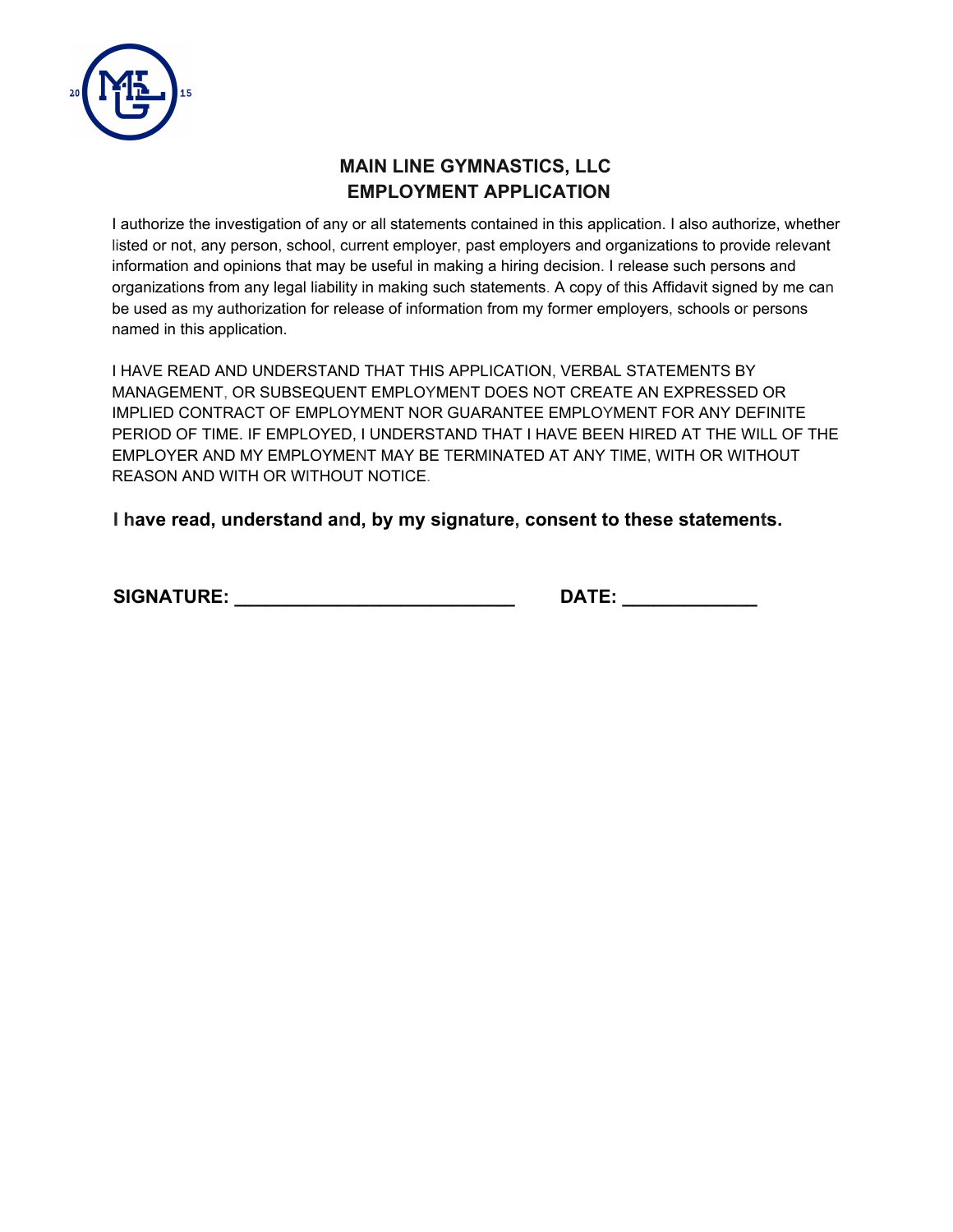## MAIN LINE GYMNASTICS, LLC
## EMPLOYMENT APPLICATION

I authorize the investigation of any or all statements contained in this application. I also authorize, whether listed or not, any person, school, current employer, past employers and organizations to provide relevant information and opinions that may be useful in making a hiring decision. I release such persons and organizations from any legal liability in making such statements. A copy of this Affidavit signed by me can be used as my authorization for release of information from my former employers, schools or persons named in this application.

I HAVE READ AND UNDERSTAND THAT THIS APPLICATION, VERBAL STATEMENTS BY MANAGEMENT, OR SUBSEQUENT EMPLOYMENT DOES NOT CREATE AN EXPRESSED OR IMPLIED CONTRACT OF EMPLOYMENT NOR GUARANTEE EMPLOYMENT FOR ANY DEFINITE PERIOD OF TIME. IF EMPLOYED, I UNDERSTAND THAT I HAVE BEEN HIRED AT THE WILL OF THE EMPLOYER AND MY EMPLOYMENT MAY BE TERMINATED AT ANY TIME, WITH OR WITHOUT REASON AND WITH OR WITHOUT NOTICE.

**I have read, understand and, by my signature, consent to these statements.**

**SIGNATURE:** ___________________________ **DATE:** _____________